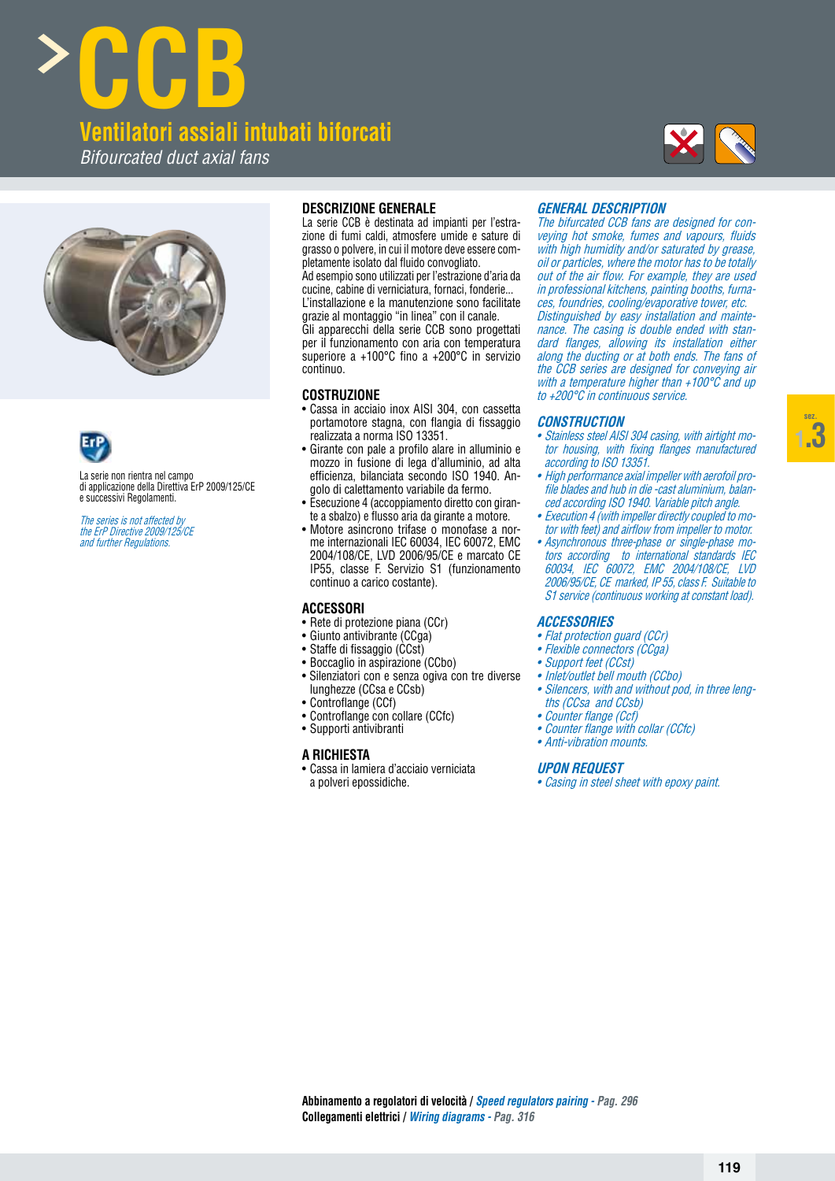# CCB

## Ventilatori assiali intubati biforcati

*Bifourcated duct axial fans*

La serie non rientra nel campo di applicazione della Direttiva ErP 2009/125/CE e successivi Regolamenti.

*The series is not affected by the ErP Directive 2009/125/CE and further Regulations.*

### DESCRIZIONE GENERALE

La serie CCB è destinata ad impianti per l'estrazione di fumi caldi, atmosfere umide e sature di grasso o polvere, in cui il motore deve essere completamente isolato dal fluido convogliato.
Ad esempio sono utilizzati per l'estrazione d'aria da cucine, cabine di verniciatura, fornaci, fonderie...
L'installazione e la manutenzione sono facilitate grazie al montaggio "in linea" con il canale.
Gli apparecchi della serie CCB sono progettati per il funzionamento con aria con temperatura superiore a +100°C fino a +200°C in servizio continuo.

### COSTRUZIONE

- Cassa in acciaio inox AISI 304, con cassetta portamotore stagna, con flangia di fissaggio realizzata a norma ISO 13351.
- Girante con pale a profilo alare in alluminio e mozzo in fusione di lega d'alluminio, ad alta efficienza, bilanciata secondo ISO 1940. Angolo di calettamento variabile da fermo.
- Esecuzione 4 (accoppiamento diretto con girante a sbalzo) e flusso aria da girante a motore.
- Motore asincrono trifase o monofase a norme internazionali IEC 60034, IEC 60072, EMC 2004/108/CE, LVD 2006/95/CE e marcato CE IP55, classe F. Servizio S1 (funzionamento continuo a carico costante).

### ACCESSORI

- Rete di protezione piana (CCr)
- Giunto antivibrante (CCga)
- Staffe di fissaggio (CCst)
- Boccaglio in aspirazione (CCbo)
- Silenziatori con e senza ogiva con tre diverse lunghezze (CCsa e CCsb)
- Controflange (CCf)
- Controflange con collare (CCfc)
- Supporti antivibranti

### A RICHIESTA

- Cassa in lamiera d'acciaio verniciata a polveri epossidiche.

### *GENERAL DESCRIPTION*

*The bifurcated CCB fans are designed for conveying hot smoke, fumes and vapours, fluids with high humidity and/or saturated by grease, oil or particles, where the motor has to be totally out of the air flow. For example, they are used in professional kitchens, painting booths, furnaces, foundries, cooling/evaporative tower, etc. Distinguished by easy installation and maintenance. The casing is double ended with standard flanges, allowing its installation either along the ducting or at both ends. The fans of the CCB series are designed for conveying air with a temperature higher than +100°C and up to +200°C in continuous service.*

### *CONSTRUCTION*

- *Stainless steel AISI 304 casing, with airtight motor housing, with fixing flanges manufactured according to ISO 13351.*
- *High performance axial impeller with aerofoil profile blades and hub in die -cast aluminium, balanced according ISO 1940. Variable pitch angle.*
- *Execution 4 (with impeller directly coupled to motor with feet) and airflow from impeller to motor.*
- *Asynchronous three-phase or single-phase motors according to international standards IEC 60034, IEC 60072, EMC 2004/108/CE, LVD 2006/95/CE, CE marked, IP 55, class F. Suitable to S1 service (continuous working at constant load).*

### *ACCESSORIES*

- *Flat protection guard (CCr)*
- *Flexible connectors (CCga)*
- *Support feet (CCst)*
- *Inlet/outlet bell mouth (CCbo)*
- *Silencers, with and without pod, in three lengths (CCsa and CCsb)*
- *Counter flange (Ccf)*
- *Counter flange with collar (CCfc)*
- *Anti-vibration mounts.*

### *UPON REQUEST*

- *Casing in steel sheet with epoxy paint.*

**Abbinamento a regolatori di velocità** / ***Speed regulators pairing*** - *Pag. 296*
**Collegamenti elettrici** / ***Wiring diagrams*** - *Pag. 316*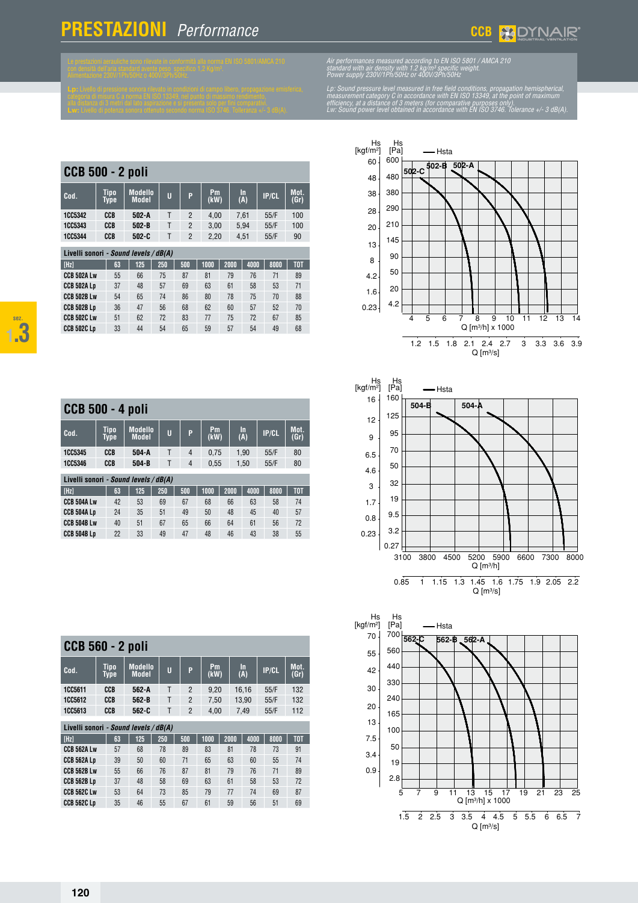# PRESTAZIONI *Performance*

Le prestazioni aerauliche sono rilevate in conformità alla norma EN ISO 5801/AMCA 210 con densità dell'aria standard avente peso specifico 1,2 Kg/m³. Alimentazione 230V/1Ph/50Hz o 400V/3Ph/50Hz.

**Lp:** Livello di pressione sonora rilevato in condizioni di campo libero, propagazione emisferica, categoria di misura C a norma EN ISO 13349, nel punto di massimo rendimento, alla distanza di 3 metri dal lato aspirazione e si presenta solo per fini comparativi.
**Lw:** Livello di potenza sonora ottenuto secondo norma ISO 3746. Tolleranza +/- 3 dB(A).

*Air performances measured according to EN ISO 5801 / AMCA 210 standard with air density with 1.2 kg/m³ specific weight. Power supply 230V/1Ph/50Hz or 400V/3Ph/50Hz*

*Lp: Sound pressure level measured in free field conditions, propagation hemispherical, measurement category C in accordance with EN ISO 13349, at the point of maximum efficiency, at a distance of 3 meters (for comparative purposes only). Lw: Sound power level obtained in accordance with EN ISO 3746. Tolerance +/- 3 dB(A).*

## CCB 500 - 2 poli

| Cod. | Tipo Type | Modello Model | U | P | Pm (kW) | In (A) | IP/CL | Mot. (Gr) |
|---|---|---|---|---|---|---|---|---|
| 1CC5342 | CCB | 502-A | T | 2 | 4,00 | 7,61 | 55/F | 100 |
| 1CC5343 | CCB | 502-B | T | 2 | 3,00 | 5,94 | 55/F | 100 |
| 1CC5344 | CCB | 502-C | T | 2 | 2,20 | 4,51 | 55/F | 90 |

**Livelli sonori** - *Sound levels / dB(A)*

| [Hz] | 63 | 125 | 250 | 500 | 1000 | 2000 | 4000 | 8000 | TOT |
|---|---|---|---|---|---|---|---|---|---|
| CCB 502A Lw | 55 | 66 | 75 | 87 | 81 | 79 | 76 | 71 | 89 |
| CCB 502A Lp | 37 | 48 | 57 | 69 | 63 | 61 | 58 | 53 | 71 |
| CCB 502B Lw | 54 | 65 | 74 | 86 | 80 | 78 | 75 | 70 | 88 |
| CCB 502B Lp | 36 | 47 | 56 | 68 | 62 | 60 | 57 | 52 | 70 |
| CCB 502C Lw | 51 | 62 | 72 | 83 | 77 | 75 | 72 | 67 | 85 |
| CCB 502C Lp | 33 | 44 | 54 | 65 | 59 | 57 | 54 | 49 | 68 |

## CCB 500 - 4 poli

| Cod. | Tipo Type | Modello Model | U | P | Pm (kW) | In (A) | IP/CL | Mot. (Gr) |
|---|---|---|---|---|---|---|---|---|
| 1CC5345 | CCB | 504-A | T | 4 | 0,75 | 1,90 | 55/F | 80 |
| 1CC5346 | CCB | 504-B | T | 4 | 0,55 | 1,50 | 55/F | 80 |

**Livelli sonori** - *Sound levels / dB(A)*

| [Hz] | 63 | 125 | 250 | 500 | 1000 | 2000 | 4000 | 8000 | TOT |
|---|---|---|---|---|---|---|---|---|---|
| CCB 504A Lw | 42 | 53 | 69 | 67 | 68 | 66 | 63 | 58 | 74 |
| CCB 504A Lp | 24 | 35 | 51 | 49 | 50 | 48 | 45 | 40 | 57 |
| CCB 504B Lw | 40 | 51 | 67 | 65 | 66 | 64 | 61 | 56 | 72 |
| CCB 504B Lp | 22 | 33 | 49 | 47 | 48 | 46 | 43 | 38 | 55 |

## CCB 560 - 2 poli

| Cod. | Tipo Type | Modello Model | U | P | Pm (kW) | In (A) | IP/CL | Mot. (Gr) |
|---|---|---|---|---|---|---|---|---|
| 1CC5611 | CCB | 562-A | T | 2 | 9,20 | 16,16 | 55/F | 132 |
| 1CC5612 | CCB | 562-B | T | 2 | 7,50 | 13,90 | 55/F | 132 |
| 1CC5613 | CCB | 562-C | T | 2 | 4,00 | 7,49 | 55/F | 112 |

**Livelli sonori** - *Sound levels / dB(A)*

| [Hz] | 63 | 125 | 250 | 500 | 1000 | 2000 | 4000 | 8000 | TOT |
|---|---|---|---|---|---|---|---|---|---|
| CCB 562A Lw | 57 | 68 | 78 | 89 | 83 | 81 | 78 | 73 | 91 |
| CCB 562A Lp | 39 | 50 | 60 | 71 | 65 | 63 | 60 | 55 | 74 |
| CCB 562B Lw | 55 | 66 | 76 | 87 | 81 | 79 | 76 | 71 | 89 |
| CCB 562B Lp | 37 | 48 | 58 | 69 | 63 | 61 | 58 | 53 | 72 |
| CCB 562C Lw | 53 | 64 | 73 | 85 | 79 | 77 | 74 | 69 | 87 |
| CCB 562C Lp | 35 | 46 | 55 | 67 | 61 | 59 | 56 | 51 | 69 |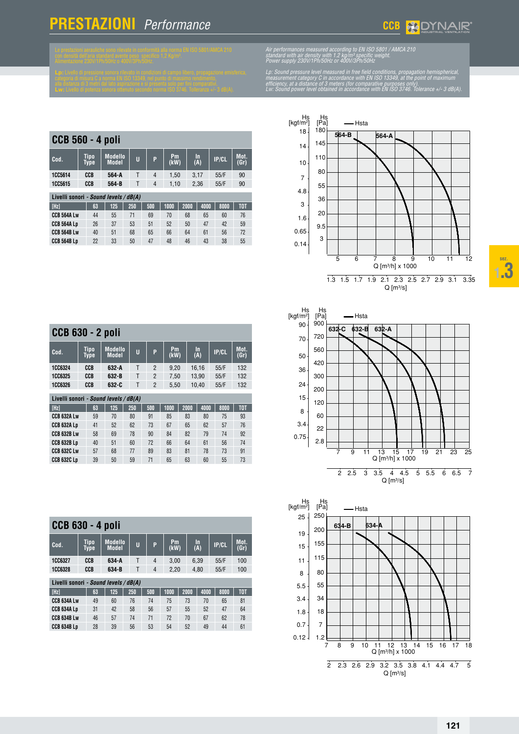# PRESTAZIONI *Performance*

Le prestazioni aerauliche sono rilevate in conformità alla norma EN ISO 5801/AMCA 210 con densità dell'aria standard avente peso specifico 1,2 Kg/m³.
Alimentazione 230V/1Ph/50Hz o 400V/3Ph/50Hz.

**Lp:** Livello di pressione sonora rilevato in condizioni di campo libero, propagazione emisferica, categoria di misura C a norma EN ISO 13349, nel punto di massimo rendimento, alla distanza di 3 metri dal lato aspirazione e si presenta solo per fini comparativi.
**Lw:** Livello di potenza sonora ottenuto secondo norma ISO 3746. Tolleranza +/- 3 dB(A).

*Air performances measured according to EN ISO 5801 / AMCA 210 standard with air density with 1.2 kg/m³ specific weight. Power supply 230V/1Ph/50Hz or 400V/3Ph/50Hz*

*Lp: Sound pressure level measured in free field conditions, propagation hemispherical, measurement category C in accordance with EN ISO 13349, at the point of maximum efficiency, at a distance of 3 meters (for comparative purposes only). Lw: Sound power level obtained in accordance with EN ISO 3746. Tolerance +/- 3 dB(A).*

## CCB 560 - 4 poli

| Cod. | Tipo Type | Modello Model | U | P | Pm (kW) | In (A) | IP/CL | Mot. (Gr) |
|---|---|---|---|---|---|---|---|---|
| 1CC5614 | CCB | 564-A | T | 4 | 1,50 | 3,17 | 55/F | 90 |
| 1CC5615 | CCB | 564-B | T | 4 | 1,10 | 2,36 | 55/F | 90 |

**Livelli sonori** - *Sound levels / dB(A)*

| [Hz] | 63 | 125 | 250 | 500 | 1000 | 2000 | 4000 | 8000 | TOT |
|---|---|---|---|---|---|---|---|---|---|
| CCB 564A Lw | 44 | 55 | 71 | 69 | 70 | 68 | 65 | 60 | 76 |
| CCB 564A Lp | 26 | 37 | 53 | 51 | 52 | 50 | 47 | 42 | 59 |
| CCB 564B Lw | 40 | 51 | 68 | 65 | 66 | 64 | 61 | 56 | 72 |
| CCB 564B Lp | 22 | 33 | 50 | 47 | 48 | 46 | 43 | 38 | 55 |

## CCB 630 - 2 poli

| Cod. | Tipo Type | Modello Model | U | P | Pm (kW) | In (A) | IP/CL | Mot. (Gr) |
|---|---|---|---|---|---|---|---|---|
| 1CC6324 | CCB | 632-A | T | 2 | 9,20 | 16,16 | 55/F | 132 |
| 1CC6325 | CCB | 632-B | T | 2 | 7,50 | 13,90 | 55/F | 132 |
| 1CC6326 | CCB | 632-C | T | 2 | 5,50 | 10,40 | 55/F | 132 |

**Livelli sonori** - *Sound levels / dB(A)*

| [Hz] | 63 | 125 | 250 | 500 | 1000 | 2000 | 4000 | 8000 | TOT |
|---|---|---|---|---|---|---|---|---|---|
| CCB 632A Lw | 59 | 70 | 80 | 91 | 85 | 83 | 80 | 75 | 93 |
| CCB 632A Lp | 41 | 52 | 62 | 73 | 67 | 65 | 62 | 57 | 76 |
| CCB 632B Lw | 58 | 69 | 78 | 90 | 84 | 82 | 79 | 74 | 92 |
| CCB 632B Lp | 40 | 51 | 60 | 72 | 66 | 64 | 61 | 56 | 74 |
| CCB 632C Lw | 57 | 68 | 77 | 89 | 83 | 81 | 78 | 73 | 91 |
| CCB 632C Lp | 39 | 50 | 59 | 71 | 65 | 63 | 60 | 55 | 73 |

## CCB 630 - 4 poli

| Cod. | Tipo Type | Modello Model | U | P | Pm (kW) | In (A) | IP/CL | Mot. (Gr) |
|---|---|---|---|---|---|---|---|---|
| 1CC6327 | CCB | 634-A | T | 4 | 3,00 | 6,39 | 55/F | 100 |
| 1CC6328 | CCB | 634-B | T | 4 | 2,20 | 4,80 | 55/F | 100 |

**Livelli sonori** - *Sound levels / dB(A)*

| [Hz] | 63 | 125 | 250 | 500 | 1000 | 2000 | 4000 | 8000 | TOT |
|---|---|---|---|---|---|---|---|---|---|
| CCB 634A Lw | 49 | 60 | 76 | 74 | 75 | 73 | 70 | 65 | 81 |
| CCB 634A Lp | 31 | 42 | 58 | 56 | 57 | 55 | 52 | 47 | 64 |
| CCB 634B Lw | 46 | 57 | 74 | 71 | 72 | 70 | 67 | 62 | 78 |
| CCB 634B Lp | 28 | 39 | 56 | 53 | 54 | 52 | 49 | 44 | 61 |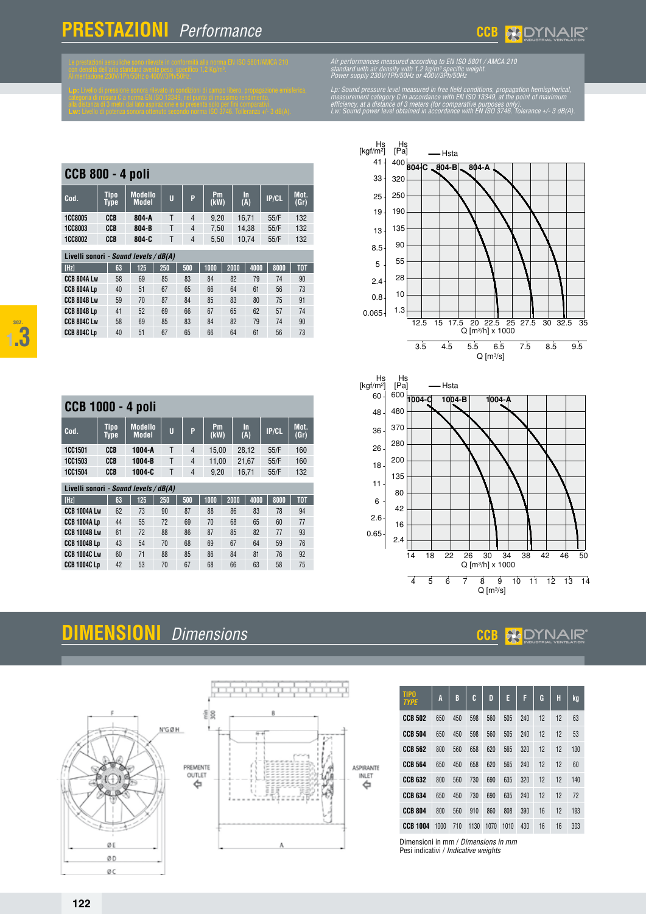# PRESTAZIONI *Performance*

CCB DYNAIR INDUSTRIAL VENTILATION

Le prestazioni aerauliche sono rilevate in conformità alla norma EN ISO 5801/AMCA 210 con densità dell'aria standard avente peso specifico 1,2 Kg/m³.
Alimentazione 230V/1Ph/50Hz o 400V/3Ph/50Hz.

**Lp:** Livello di pressione sonora rilevato in condizioni di campo libero, propagazione emisferica, categoria di misura C a norma EN ISO 13349, nel punto di massimo rendimento, alla distanza di 3 metri dal lato aspirazione e si presenta solo per fini comparativi.
**Lw:** Livello di potenza sonora ottenuto secondo norma ISO 3746. Tolleranza +/- 3 dB(A).

*Air performances measured according to EN ISO 5801 / AMCA 210 standard with air density with 1.2 kg/m³ specific weight.*
*Power supply 230V/1Ph/50Hz or 400V/3Ph/50Hz*

*Lp: Sound pressure level measured in free field conditions, propagation hemispherical, measurement category C in accordance with EN ISO 13349, at the point of maximum efficiency, at a distance of 3 meters (for comparative purposes only).*
*Lw: Sound power level obtained in accordance with EN ISO 3746. Tolerance +/- 3 dB(A).*

sez. 1.3

## CCB 800 - 4 poli

| Cod. | Tipo Type | Modello Model | U | P | Pm (kW) | In (A) | IP/CL | Mot. (Gr) |
|---|---|---|---|---|---|---|---|---|
| 1CC8005 | CCB | 804-A | T | 4 | 9,20 | 16,71 | 55/F | 132 |
| 1CC8003 | CCB | 804-B | T | 4 | 7,50 | 14,38 | 55/F | 132 |
| 1CC8002 | CCB | 804-C | T | 4 | 5,50 | 10,74 | 55/F | 132 |

Livelli sonori - *Sound levels / dB(A)*

| [Hz] | 63 | 125 | 250 | 500 | 1000 | 2000 | 4000 | 8000 | TOT |
|---|---|---|---|---|---|---|---|---|---|
| CCB 804A Lw | 58 | 69 | 85 | 83 | 84 | 82 | 79 | 74 | 90 |
| CCB 804A Lp | 40 | 51 | 67 | 65 | 66 | 64 | 61 | 56 | 73 |
| CCB 804B Lw | 59 | 70 | 87 | 84 | 85 | 83 | 80 | 75 | 91 |
| CCB 804B Lp | 41 | 52 | 69 | 66 | 67 | 65 | 62 | 57 | 74 |
| CCB 804C Lw | 58 | 69 | 85 | 83 | 84 | 82 | 79 | 74 | 90 |
| CCB 804C Lp | 40 | 51 | 67 | 65 | 66 | 64 | 61 | 56 | 73 |

Hs [kgf/m²] Hs [Pa] — Hsta
804-C 804-B 804-A
41 33 25 19 13 8.5 5 2.4 0.8 0.065
400 320 250 190 135 90 55 28 10 1.3
12.5 15 17.5 20 22.5 25 27.5 30 32.5 35
Q [m³/h] x 1000
3.5 4.5 5.5 6.5 7.5 8.5 9.5
Q [m³/s]

## CCB 1000 - 4 poli

| Cod. | Tipo Type | Modello Model | U | P | Pm (kW) | In (A) | IP/CL | Mot. (Gr) |
|---|---|---|---|---|---|---|---|---|
| 1CC1501 | CCB | 1004-A | T | 4 | 15,00 | 28,12 | 55/F | 160 |
| 1CC1503 | CCB | 1004-B | T | 4 | 11,00 | 21,67 | 55/F | 160 |
| 1CC1504 | CCB | 1004-C | T | 4 | 9,20 | 16,71 | 55/F | 132 |

Livelli sonori - *Sound levels / dB(A)*

| [Hz] | 63 | 125 | 250 | 500 | 1000 | 2000 | 4000 | 8000 | TOT |
|---|---|---|---|---|---|---|---|---|---|
| CCB 1004A Lw | 62 | 73 | 90 | 87 | 88 | 86 | 83 | 78 | 94 |
| CCB 1004A Lp | 44 | 55 | 72 | 69 | 70 | 68 | 65 | 60 | 77 |
| CCB 1004B Lw | 61 | 72 | 88 | 86 | 87 | 85 | 82 | 77 | 93 |
| CCB 1004B Lp | 43 | 54 | 70 | 68 | 69 | 67 | 64 | 59 | 76 |
| CCB 1004C Lw | 60 | 71 | 88 | 85 | 86 | 84 | 81 | 76 | 92 |
| CCB 1004C Lp | 42 | 53 | 70 | 67 | 68 | 66 | 63 | 58 | 75 |

Hs [kgf/m²] Hs [Pa] — Hsta
1004-C 1004-B 1004-A
60 48 36 26 18 11 6 2.6 0.65
600 480 370 280 200 135 80 42 16 2.4
14 18 22 26 30 34 38 42 46 50
Q [m³/h] x 1000
4 5 6 7 8 9 10 11 12 13 14
Q [m³/s]

# DIMENSIONI *Dimensions*

CCB DYNAIR INDUSTRIAL VENTILATION

F
N°G Ø H
min 300
B
PREMENTE OUTLET
ASPIRANTE INLET
Ø E
Ø D
Ø C
A

| TIPO *TYPE* | A | B | C | D | E | F | G | H | kg |
|---|---|---|---|---|---|---|---|---|---|
| CCB 502 | 650 | 450 | 598 | 560 | 505 | 240 | 12 | 12 | 63 |
| CCB 504 | 650 | 450 | 598 | 560 | 505 | 240 | 12 | 12 | 53 |
| CCB 562 | 800 | 560 | 658 | 620 | 565 | 320 | 12 | 12 | 130 |
| CCB 564 | 650 | 450 | 658 | 620 | 565 | 240 | 12 | 12 | 60 |
| CCB 632 | 800 | 560 | 730 | 690 | 635 | 320 | 12 | 12 | 140 |
| CCB 634 | 650 | 450 | 730 | 690 | 635 | 240 | 12 | 12 | 72 |
| CCB 804 | 800 | 560 | 910 | 860 | 808 | 390 | 16 | 12 | 193 |
| CCB 1004 | 1000 | 710 | 1130 | 1070 | 1010 | 430 | 16 | 16 | 303 |

Dimensioni in mm / *Dimensions in mm*
Pesi indicativi / *Indicative weights*